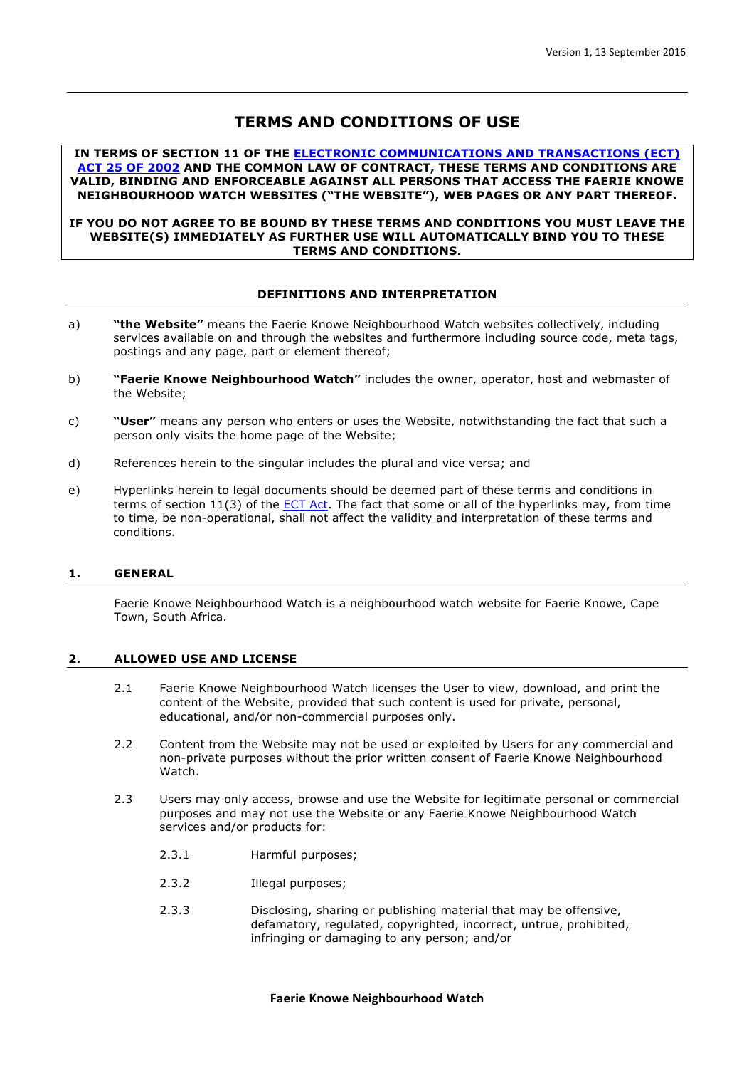Version 1, 13 September 2016

# TERMS AND CONDITIONS OF USE

**IN TERMS OF SECTION 11 OF THE ELECTRONIC COMMUNICATIONS AND TRANSACTIONS (ECT) ACT 25 OF 2002 AND THE COMMON LAW OF CONTRACT, THESE TERMS AND CONDITIONS ARE VALID, BINDING AND ENFORCEABLE AGAINST ALL PERSONS THAT ACCESS THE FAERIE KNOWE NEIGHBOURHOOD WATCH WEBSITES ("THE WEBSITE"), WEB PAGES OR ANY PART THEREOF.**

**IF YOU DO NOT AGREE TO BE BOUND BY THESE TERMS AND CONDITIONS YOU MUST LEAVE THE WEBSITE(S) IMMEDIATELY AS FURTHER USE WILL AUTOMATICALLY BIND YOU TO THESE TERMS AND CONDITIONS.**

## DEFINITIONS AND INTERPRETATION

a) **"the Website"** means the Faerie Knowe Neighbourhood Watch websites collectively, including services available on and through the websites and furthermore including source code, meta tags, postings and any page, part or element thereof;

b) **"Faerie Knowe Neighbourhood Watch"** includes the owner, operator, host and webmaster of the Website;

c) **"User"** means any person who enters or uses the Website, notwithstanding the fact that such a person only visits the home page of the Website;

d) References herein to the singular includes the plural and vice versa; and

e) Hyperlinks herein to legal documents should be deemed part of these terms and conditions in terms of section 11(3) of the ECT Act. The fact that some or all of the hyperlinks may, from time to time, be non-operational, shall not affect the validity and interpretation of these terms and conditions.

## 1. GENERAL

Faerie Knowe Neighbourhood Watch is a neighbourhood watch website for Faerie Knowe, Cape Town, South Africa.

## 2. ALLOWED USE AND LICENSE

2.1 Faerie Knowe Neighbourhood Watch licenses the User to view, download, and print the content of the Website, provided that such content is used for private, personal, educational, and/or non-commercial purposes only.

2.2 Content from the Website may not be used or exploited by Users for any commercial and non-private purposes without the prior written consent of Faerie Knowe Neighbourhood Watch.

2.3 Users may only access, browse and use the Website for legitimate personal or commercial purposes and may not use the Website or any Faerie Knowe Neighbourhood Watch services and/or products for:

2.3.1 Harmful purposes;

2.3.2 Illegal purposes;

2.3.3 Disclosing, sharing or publishing material that may be offensive, defamatory, regulated, copyrighted, incorrect, untrue, prohibited, infringing or damaging to any person; and/or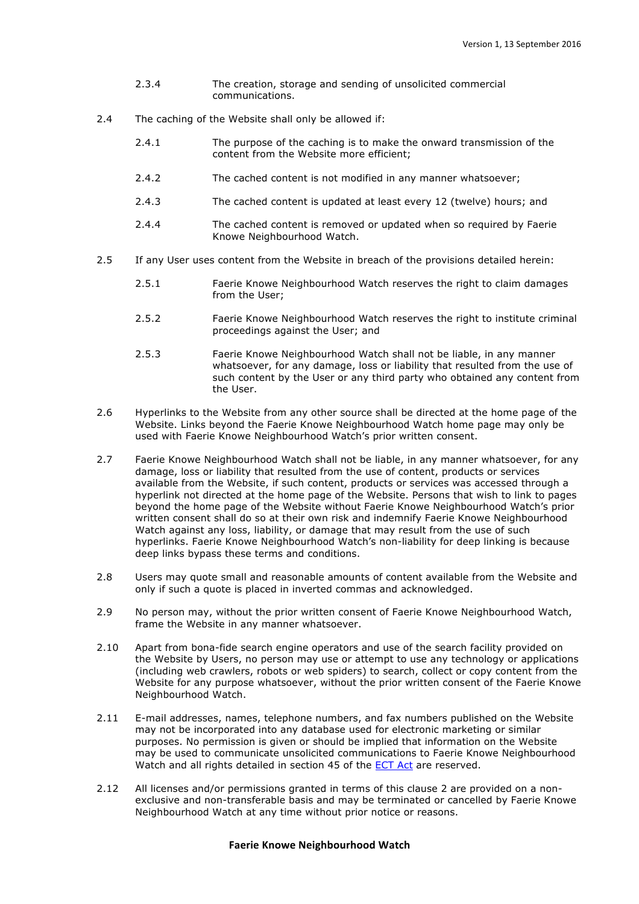2.3.4 The creation, storage and sending of unsolicited commercial communications.

2.4 The caching of the Website shall only be allowed if:

2.4.1 The purpose of the caching is to make the onward transmission of the content from the Website more efficient;

2.4.2 The cached content is not modified in any manner whatsoever;

2.4.3 The cached content is updated at least every 12 (twelve) hours; and

2.4.4 The cached content is removed or updated when so required by Faerie Knowe Neighbourhood Watch.

2.5 If any User uses content from the Website in breach of the provisions detailed herein:

2.5.1 Faerie Knowe Neighbourhood Watch reserves the right to claim damages from the User;

2.5.2 Faerie Knowe Neighbourhood Watch reserves the right to institute criminal proceedings against the User; and

2.5.3 Faerie Knowe Neighbourhood Watch shall not be liable, in any manner whatsoever, for any damage, loss or liability that resulted from the use of such content by the User or any third party who obtained any content from the User.

2.6 Hyperlinks to the Website from any other source shall be directed at the home page of the Website. Links beyond the Faerie Knowe Neighbourhood Watch home page may only be used with Faerie Knowe Neighbourhood Watch's prior written consent.

2.7 Faerie Knowe Neighbourhood Watch shall not be liable, in any manner whatsoever, for any damage, loss or liability that resulted from the use of content, products or services available from the Website, if such content, products or services was accessed through a hyperlink not directed at the home page of the Website. Persons that wish to link to pages beyond the home page of the Website without Faerie Knowe Neighbourhood Watch's prior written consent shall do so at their own risk and indemnify Faerie Knowe Neighbourhood Watch against any loss, liability, or damage that may result from the use of such hyperlinks. Faerie Knowe Neighbourhood Watch's non-liability for deep linking is because deep links bypass these terms and conditions.

2.8 Users may quote small and reasonable amounts of content available from the Website and only if such a quote is placed in inverted commas and acknowledged.

2.9 No person may, without the prior written consent of Faerie Knowe Neighbourhood Watch, frame the Website in any manner whatsoever.

2.10 Apart from bona-fide search engine operators and use of the search facility provided on the Website by Users, no person may use or attempt to use any technology or applications (including web crawlers, robots or web spiders) to search, collect or copy content from the Website for any purpose whatsoever, without the prior written consent of the Faerie Knowe Neighbourhood Watch.

2.11 E-mail addresses, names, telephone numbers, and fax numbers published on the Website may not be incorporated into any database used for electronic marketing or similar purposes. No permission is given or should be implied that information on the Website may be used to communicate unsolicited communications to Faerie Knowe Neighbourhood Watch and all rights detailed in section 45 of the ECT Act are reserved.

2.12 All licenses and/or permissions granted in terms of this clause 2 are provided on a non-exclusive and non-transferable basis and may be terminated or cancelled by Faerie Knowe Neighbourhood Watch at any time without prior notice or reasons.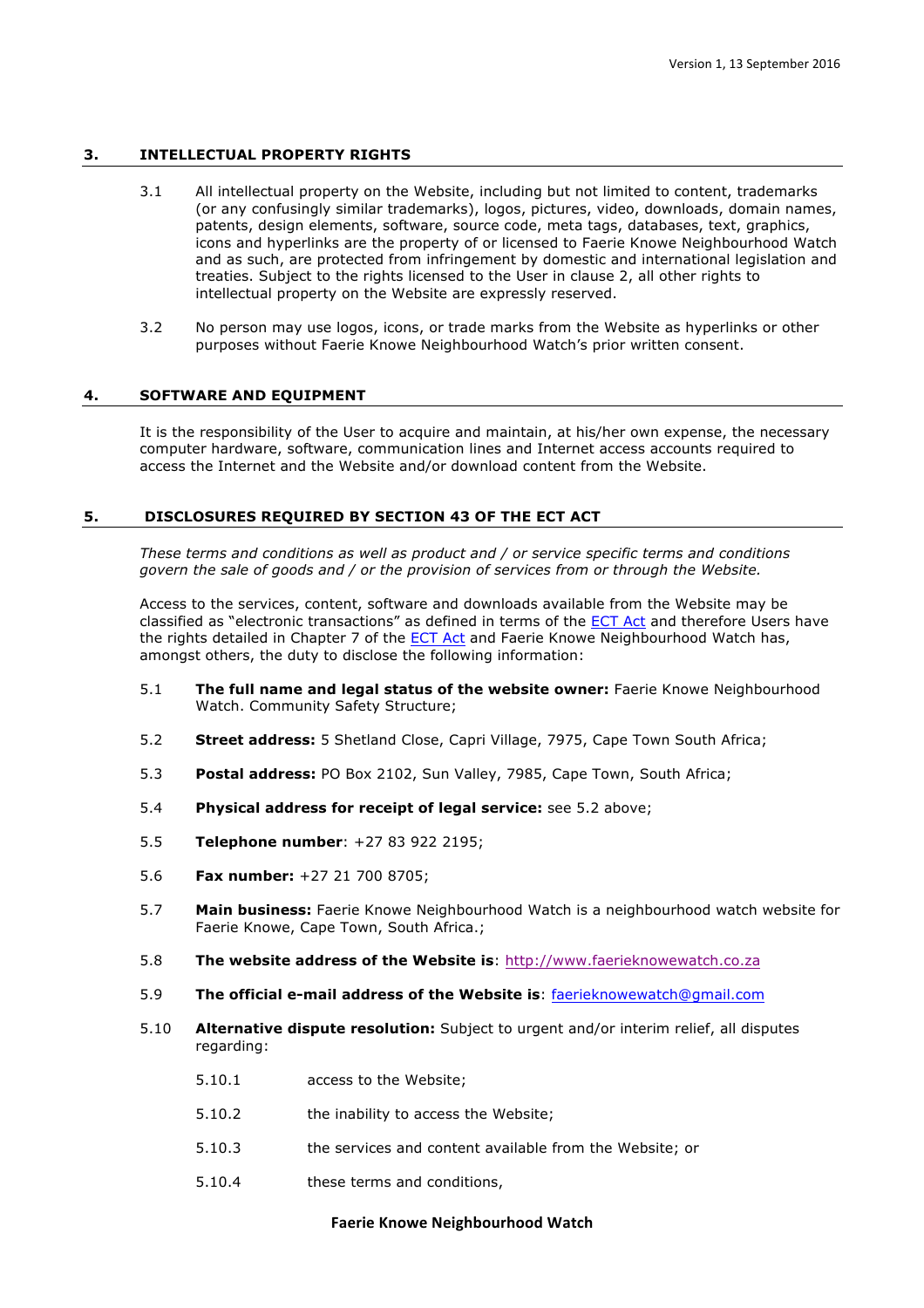## 3. INTELLECTUAL PROPERTY RIGHTS

3.1 All intellectual property on the Website, including but not limited to content, trademarks (or any confusingly similar trademarks), logos, pictures, video, downloads, domain names, patents, design elements, software, source code, meta tags, databases, text, graphics, icons and hyperlinks are the property of or licensed to Faerie Knowe Neighbourhood Watch and as such, are protected from infringement by domestic and international legislation and treaties. Subject to the rights licensed to the User in clause 2, all other rights to intellectual property on the Website are expressly reserved.

3.2 No person may use logos, icons, or trade marks from the Website as hyperlinks or other purposes without Faerie Knowe Neighbourhood Watch's prior written consent.

## 4. SOFTWARE AND EQUIPMENT

It is the responsibility of the User to acquire and maintain, at his/her own expense, the necessary computer hardware, software, communication lines and Internet access accounts required to access the Internet and the Website and/or download content from the Website.

## 5. DISCLOSURES REQUIRED BY SECTION 43 OF THE ECT ACT

*These terms and conditions as well as product and / or service specific terms and conditions govern the sale of goods and / or the provision of services from or through the Website.*

Access to the services, content, software and downloads available from the Website may be classified as "electronic transactions" as defined in terms of the ECT Act and therefore Users have the rights detailed in Chapter 7 of the ECT Act and Faerie Knowe Neighbourhood Watch has, amongst others, the duty to disclose the following information:

5.1 **The full name and legal status of the website owner:** Faerie Knowe Neighbourhood Watch. Community Safety Structure;

5.2 **Street address:** 5 Shetland Close, Capri Village, 7975, Cape Town South Africa;

5.3 **Postal address:** PO Box 2102, Sun Valley, 7985, Cape Town, South Africa;

5.4 **Physical address for receipt of legal service:** see 5.2 above;

5.5 **Telephone number**: +27 83 922 2195;

5.6 **Fax number:** +27 21 700 8705;

5.7 **Main business:** Faerie Knowe Neighbourhood Watch is a neighbourhood watch website for Faerie Knowe, Cape Town, South Africa.;

5.8 **The website address of the Website is**: http://www.faerieknowewatch.co.za

5.9 **The official e-mail address of the Website is**: faerieknowewatch@gmail.com

5.10 **Alternative dispute resolution:** Subject to urgent and/or interim relief, all disputes regarding:

5.10.1 access to the Website;

5.10.2 the inability to access the Website;

5.10.3 the services and content available from the Website; or

5.10.4 these terms and conditions,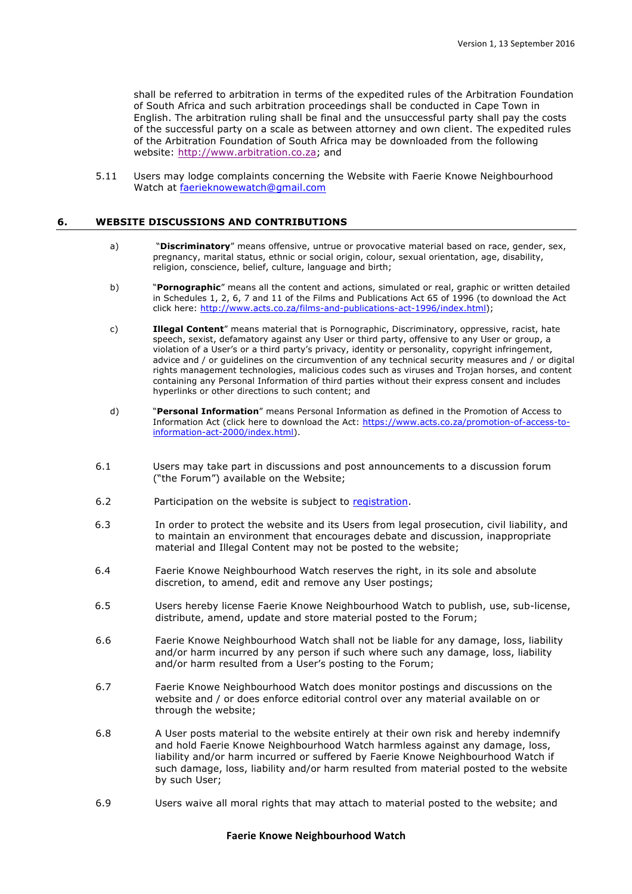shall be referred to arbitration in terms of the expedited rules of the Arbitration Foundation of South Africa and such arbitration proceedings shall be conducted in Cape Town in English. The arbitration ruling shall be final and the unsuccessful party shall pay the costs of the successful party on a scale as between attorney and own client. The expedited rules of the Arbitration Foundation of South Africa may be downloaded from the following website: http://www.arbitration.co.za; and

5.11 Users may lodge complaints concerning the Website with Faerie Knowe Neighbourhood Watch at faerieknowewatch@gmail.com

## 6. WEBSITE DISCUSSIONS AND CONTRIBUTIONS

a) "**Discriminatory**" means offensive, untrue or provocative material based on race, gender, sex, pregnancy, marital status, ethnic or social origin, colour, sexual orientation, age, disability, religion, conscience, belief, culture, language and birth;

b) "**Pornographic**" means all the content and actions, simulated or real, graphic or written detailed in Schedules 1, 2, 6, 7 and 11 of the Films and Publications Act 65 of 1996 (to download the Act click here: http://www.acts.co.za/films-and-publications-act-1996/index.html);

c) **Illegal Content**" means material that is Pornographic, Discriminatory, oppressive, racist, hate speech, sexist, defamatory against any User or third party, offensive to any User or group, a violation of a User's or a third party's privacy, identity or personality, copyright infringement, advice and / or guidelines on the circumvention of any technical security measures and / or digital rights management technologies, malicious codes such as viruses and Trojan horses, and content containing any Personal Information of third parties without their express consent and includes hyperlinks or other directions to such content; and

d) "**Personal Information**" means Personal Information as defined in the Promotion of Access to Information Act (click here to download the Act: https://www.acts.co.za/promotion-of-access-to-information-act-2000/index.html).

6.1 Users may take part in discussions and post announcements to a discussion forum ("the Forum") available on the Website;

6.2 Participation on the website is subject to registration.

6.3 In order to protect the website and its Users from legal prosecution, civil liability, and to maintain an environment that encourages debate and discussion, inappropriate material and Illegal Content may not be posted to the website;

6.4 Faerie Knowe Neighbourhood Watch reserves the right, in its sole and absolute discretion, to amend, edit and remove any User postings;

6.5 Users hereby license Faerie Knowe Neighbourhood Watch to publish, use, sub-license, distribute, amend, update and store material posted to the Forum;

6.6 Faerie Knowe Neighbourhood Watch shall not be liable for any damage, loss, liability and/or harm incurred by any person if such where such any damage, loss, liability and/or harm resulted from a User's posting to the Forum;

6.7 Faerie Knowe Neighbourhood Watch does monitor postings and discussions on the website and / or does enforce editorial control over any material available on or through the website;

6.8 A User posts material to the website entirely at their own risk and hereby indemnify and hold Faerie Knowe Neighbourhood Watch harmless against any damage, loss, liability and/or harm incurred or suffered by Faerie Knowe Neighbourhood Watch if such damage, loss, liability and/or harm resulted from material posted to the website by such User;

6.9 Users waive all moral rights that may attach to material posted to the website; and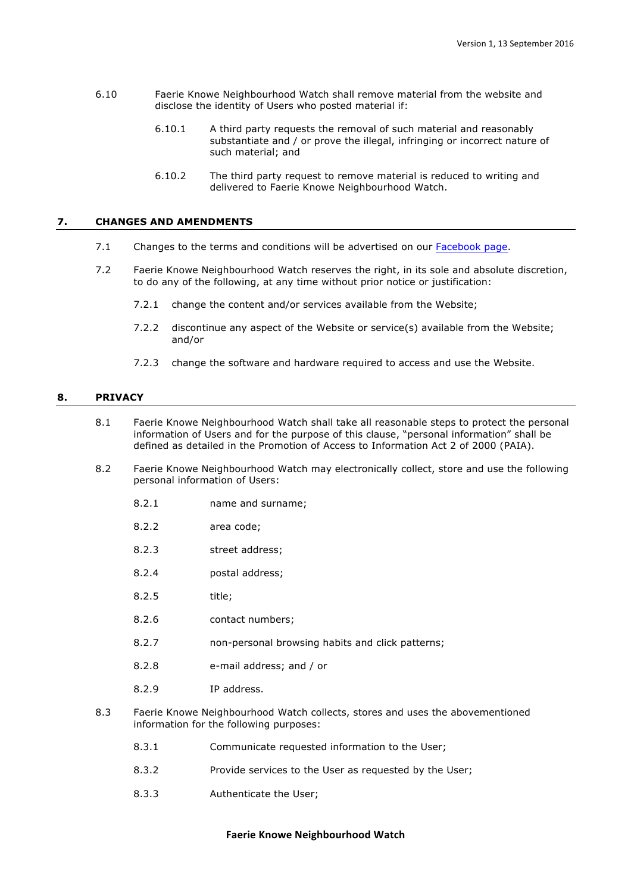6.10 Faerie Knowe Neighbourhood Watch shall remove material from the website and disclose the identity of Users who posted material if:

6.10.1 A third party requests the removal of such material and reasonably substantiate and / or prove the illegal, infringing or incorrect nature of such material; and

6.10.2 The third party request to remove material is reduced to writing and delivered to Faerie Knowe Neighbourhood Watch.

## 7. CHANGES AND AMENDMENTS

7.1 Changes to the terms and conditions will be advertised on our [Facebook page](#).

7.2 Faerie Knowe Neighbourhood Watch reserves the right, in its sole and absolute discretion, to do any of the following, at any time without prior notice or justification:

7.2.1 change the content and/or services available from the Website;

7.2.2 discontinue any aspect of the Website or service(s) available from the Website; and/or

7.2.3 change the software and hardware required to access and use the Website.

## 8. PRIVACY

8.1 Faerie Knowe Neighbourhood Watch shall take all reasonable steps to protect the personal information of Users and for the purpose of this clause, "personal information" shall be defined as detailed in the Promotion of Access to Information Act 2 of 2000 (PAIA).

8.2 Faerie Knowe Neighbourhood Watch may electronically collect, store and use the following personal information of Users:

8.2.1 name and surname;

8.2.2 area code;

8.2.3 street address;

8.2.4 postal address;

8.2.5 title;

8.2.6 contact numbers;

8.2.7 non-personal browsing habits and click patterns;

8.2.8 e-mail address; and / or

8.2.9 IP address.

8.3 Faerie Knowe Neighbourhood Watch collects, stores and uses the abovementioned information for the following purposes:

8.3.1 Communicate requested information to the User;

8.3.2 Provide services to the User as requested by the User;

8.3.3 Authenticate the User;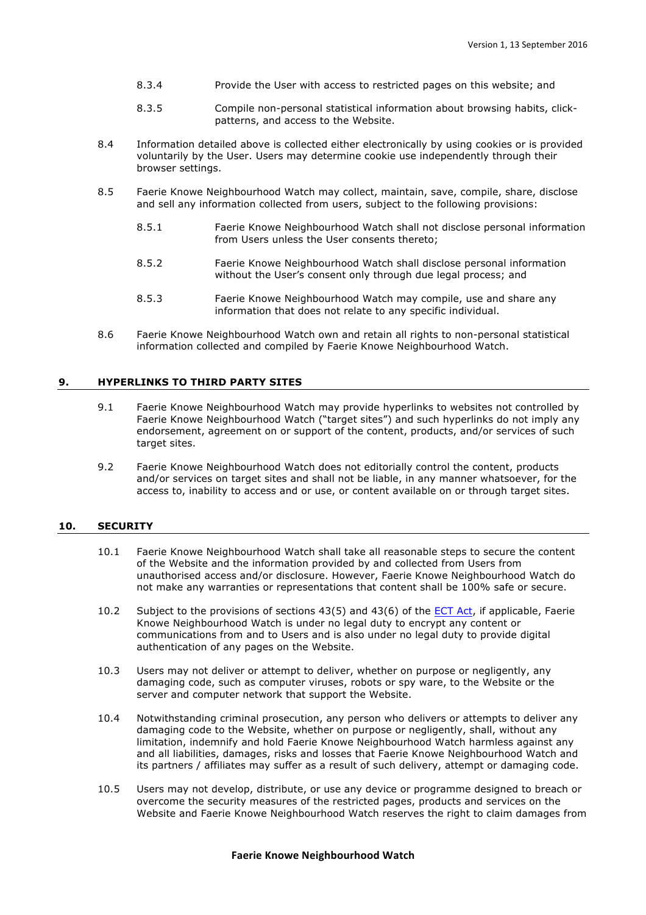8.3.4 Provide the User with access to restricted pages on this website; and

8.3.5 Compile non-personal statistical information about browsing habits, click-patterns, and access to the Website.

8.4 Information detailed above is collected either electronically by using cookies or is provided voluntarily by the User. Users may determine cookie use independently through their browser settings.

8.5 Faerie Knowe Neighbourhood Watch may collect, maintain, save, compile, share, disclose and sell any information collected from users, subject to the following provisions:

8.5.1 Faerie Knowe Neighbourhood Watch shall not disclose personal information from Users unless the User consents thereto;

8.5.2 Faerie Knowe Neighbourhood Watch shall disclose personal information without the User's consent only through due legal process; and

8.5.3 Faerie Knowe Neighbourhood Watch may compile, use and share any information that does not relate to any specific individual.

8.6 Faerie Knowe Neighbourhood Watch own and retain all rights to non-personal statistical information collected and compiled by Faerie Knowe Neighbourhood Watch.

## 9. HYPERLINKS TO THIRD PARTY SITES

9.1 Faerie Knowe Neighbourhood Watch may provide hyperlinks to websites not controlled by Faerie Knowe Neighbourhood Watch ("target sites") and such hyperlinks do not imply any endorsement, agreement on or support of the content, products, and/or services of such target sites.

9.2 Faerie Knowe Neighbourhood Watch does not editorially control the content, products and/or services on target sites and shall not be liable, in any manner whatsoever, for the access to, inability to access and or use, or content available on or through target sites.

## 10. SECURITY

10.1 Faerie Knowe Neighbourhood Watch shall take all reasonable steps to secure the content of the Website and the information provided by and collected from Users from unauthorised access and/or disclosure. However, Faerie Knowe Neighbourhood Watch do not make any warranties or representations that content shall be 100% safe or secure.

10.2 Subject to the provisions of sections 43(5) and 43(6) of the ECT Act, if applicable, Faerie Knowe Neighbourhood Watch is under no legal duty to encrypt any content or communications from and to Users and is also under no legal duty to provide digital authentication of any pages on the Website.

10.3 Users may not deliver or attempt to deliver, whether on purpose or negligently, any damaging code, such as computer viruses, robots or spy ware, to the Website or the server and computer network that support the Website.

10.4 Notwithstanding criminal prosecution, any person who delivers or attempts to deliver any damaging code to the Website, whether on purpose or negligently, shall, without any limitation, indemnify and hold Faerie Knowe Neighbourhood Watch harmless against any and all liabilities, damages, risks and losses that Faerie Knowe Neighbourhood Watch and its partners / affiliates may suffer as a result of such delivery, attempt or damaging code.

10.5 Users may not develop, distribute, or use any device or programme designed to breach or overcome the security measures of the restricted pages, products and services on the Website and Faerie Knowe Neighbourhood Watch reserves the right to claim damages from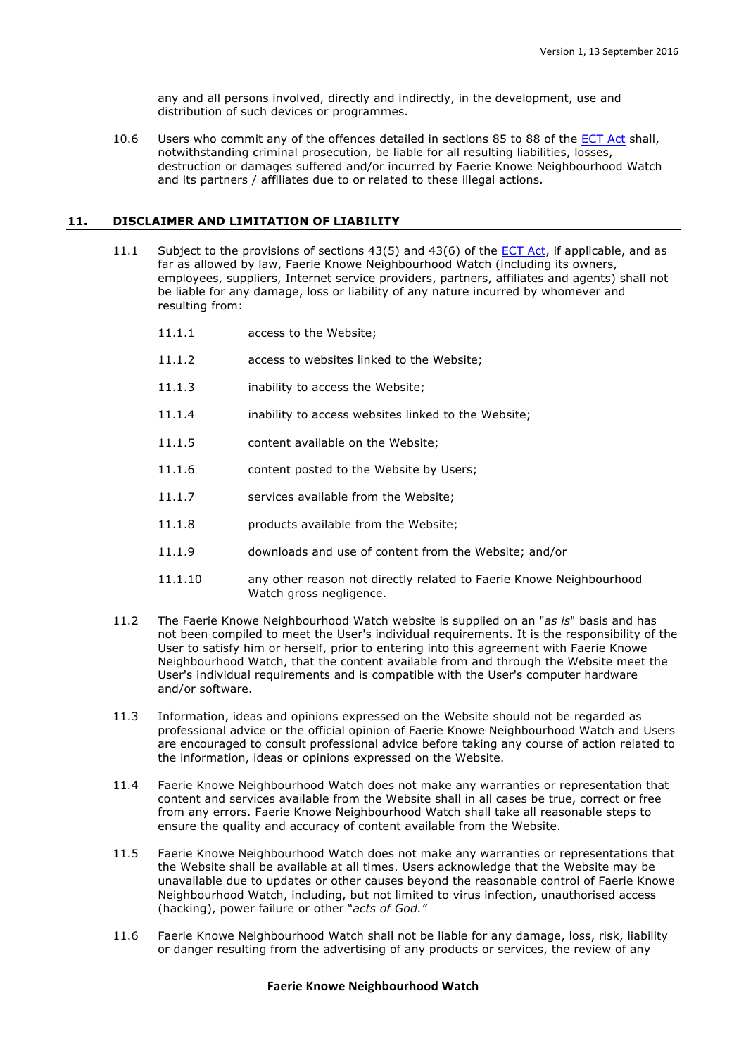any and all persons involved, directly and indirectly, in the development, use and distribution of such devices or programmes.

10.6 Users who commit any of the offences detailed in sections 85 to 88 of the ECT Act shall, notwithstanding criminal prosecution, be liable for all resulting liabilities, losses, destruction or damages suffered and/or incurred by Faerie Knowe Neighbourhood Watch and its partners / affiliates due to or related to these illegal actions.

## 11. DISCLAIMER AND LIMITATION OF LIABILITY

11.1 Subject to the provisions of sections 43(5) and 43(6) of the ECT Act, if applicable, and as far as allowed by law, Faerie Knowe Neighbourhood Watch (including its owners, employees, suppliers, Internet service providers, partners, affiliates and agents) shall not be liable for any damage, loss or liability of any nature incurred by whomever and resulting from:

11.1.1 access to the Website;

11.1.2 access to websites linked to the Website;

11.1.3 inability to access the Website;

11.1.4 inability to access websites linked to the Website;

11.1.5 content available on the Website;

11.1.6 content posted to the Website by Users;

11.1.7 services available from the Website;

11.1.8 products available from the Website;

11.1.9 downloads and use of content from the Website; and/or

11.1.10 any other reason not directly related to Faerie Knowe Neighbourhood Watch gross negligence.

11.2 The Faerie Knowe Neighbourhood Watch website is supplied on an "*as is*" basis and has not been compiled to meet the User's individual requirements. It is the responsibility of the User to satisfy him or herself, prior to entering into this agreement with Faerie Knowe Neighbourhood Watch, that the content available from and through the Website meet the User's individual requirements and is compatible with the User's computer hardware and/or software.

11.3 Information, ideas and opinions expressed on the Website should not be regarded as professional advice or the official opinion of Faerie Knowe Neighbourhood Watch and Users are encouraged to consult professional advice before taking any course of action related to the information, ideas or opinions expressed on the Website.

11.4 Faerie Knowe Neighbourhood Watch does not make any warranties or representation that content and services available from the Website shall in all cases be true, correct or free from any errors. Faerie Knowe Neighbourhood Watch shall take all reasonable steps to ensure the quality and accuracy of content available from the Website.

11.5 Faerie Knowe Neighbourhood Watch does not make any warranties or representations that the Website shall be available at all times. Users acknowledge that the Website may be unavailable due to updates or other causes beyond the reasonable control of Faerie Knowe Neighbourhood Watch, including, but not limited to virus infection, unauthorised access (hacking), power failure or other "*acts of God.*"

11.6 Faerie Knowe Neighbourhood Watch shall not be liable for any damage, loss, risk, liability or danger resulting from the advertising of any products or services, the review of any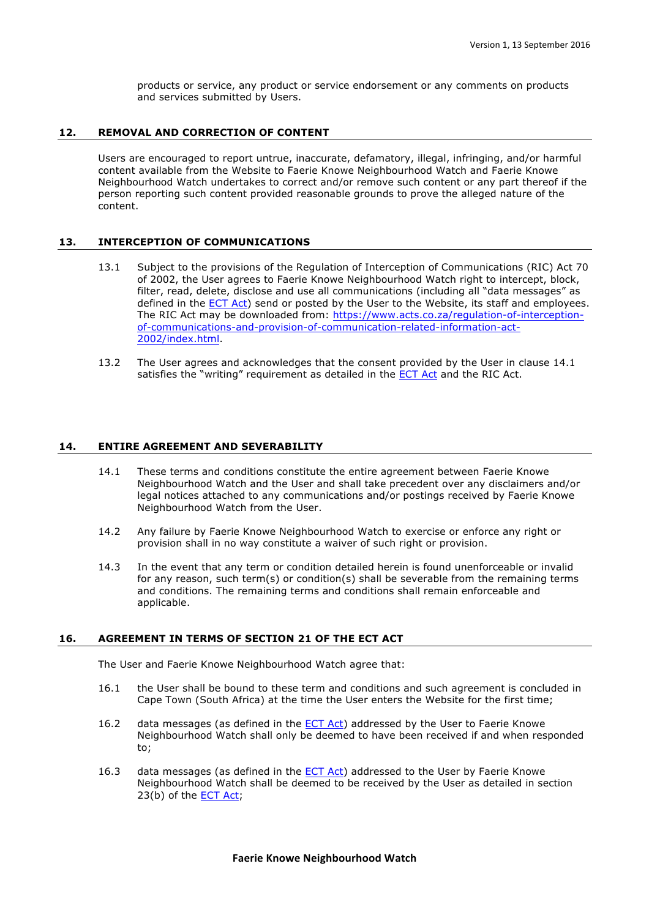products or service, any product or service endorsement or any comments on products and services submitted by Users.

## 12. REMOVAL AND CORRECTION OF CONTENT

Users are encouraged to report untrue, inaccurate, defamatory, illegal, infringing, and/or harmful content available from the Website to Faerie Knowe Neighbourhood Watch and Faerie Knowe Neighbourhood Watch undertakes to correct and/or remove such content or any part thereof if the person reporting such content provided reasonable grounds to prove the alleged nature of the content.

## 13. INTERCEPTION OF COMMUNICATIONS

13.1 Subject to the provisions of the Regulation of Interception of Communications (RIC) Act 70 of 2002, the User agrees to Faerie Knowe Neighbourhood Watch right to intercept, block, filter, read, delete, disclose and use all communications (including all "data messages" as defined in the [ECT Act]) send or posted by the User to the Website, its staff and employees. The RIC Act may be downloaded from: https://www.acts.co.za/regulation-of-interception-of-communications-and-provision-of-communication-related-information-act-2002/index.html.

13.2 The User agrees and acknowledges that the consent provided by the User in clause 14.1 satisfies the "writing" requirement as detailed in the [ECT Act] and the RIC Act.

## 14. ENTIRE AGREEMENT AND SEVERABILITY

14.1 These terms and conditions constitute the entire agreement between Faerie Knowe Neighbourhood Watch and the User and shall take precedent over any disclaimers and/or legal notices attached to any communications and/or postings received by Faerie Knowe Neighbourhood Watch from the User.

14.2 Any failure by Faerie Knowe Neighbourhood Watch to exercise or enforce any right or provision shall in no way constitute a waiver of such right or provision.

14.3 In the event that any term or condition detailed herein is found unenforceable or invalid for any reason, such term(s) or condition(s) shall be severable from the remaining terms and conditions. The remaining terms and conditions shall remain enforceable and applicable.

## 16. AGREEMENT IN TERMS OF SECTION 21 OF THE ECT ACT

The User and Faerie Knowe Neighbourhood Watch agree that:

16.1 the User shall be bound to these term and conditions and such agreement is concluded in Cape Town (South Africa) at the time the User enters the Website for the first time;

16.2 data messages (as defined in the [ECT Act]) addressed by the User to Faerie Knowe Neighbourhood Watch shall only be deemed to have been received if and when responded to;

16.3 data messages (as defined in the [ECT Act]) addressed to the User by Faerie Knowe Neighbourhood Watch shall be deemed to be received by the User as detailed in section 23(b) of the [ECT Act];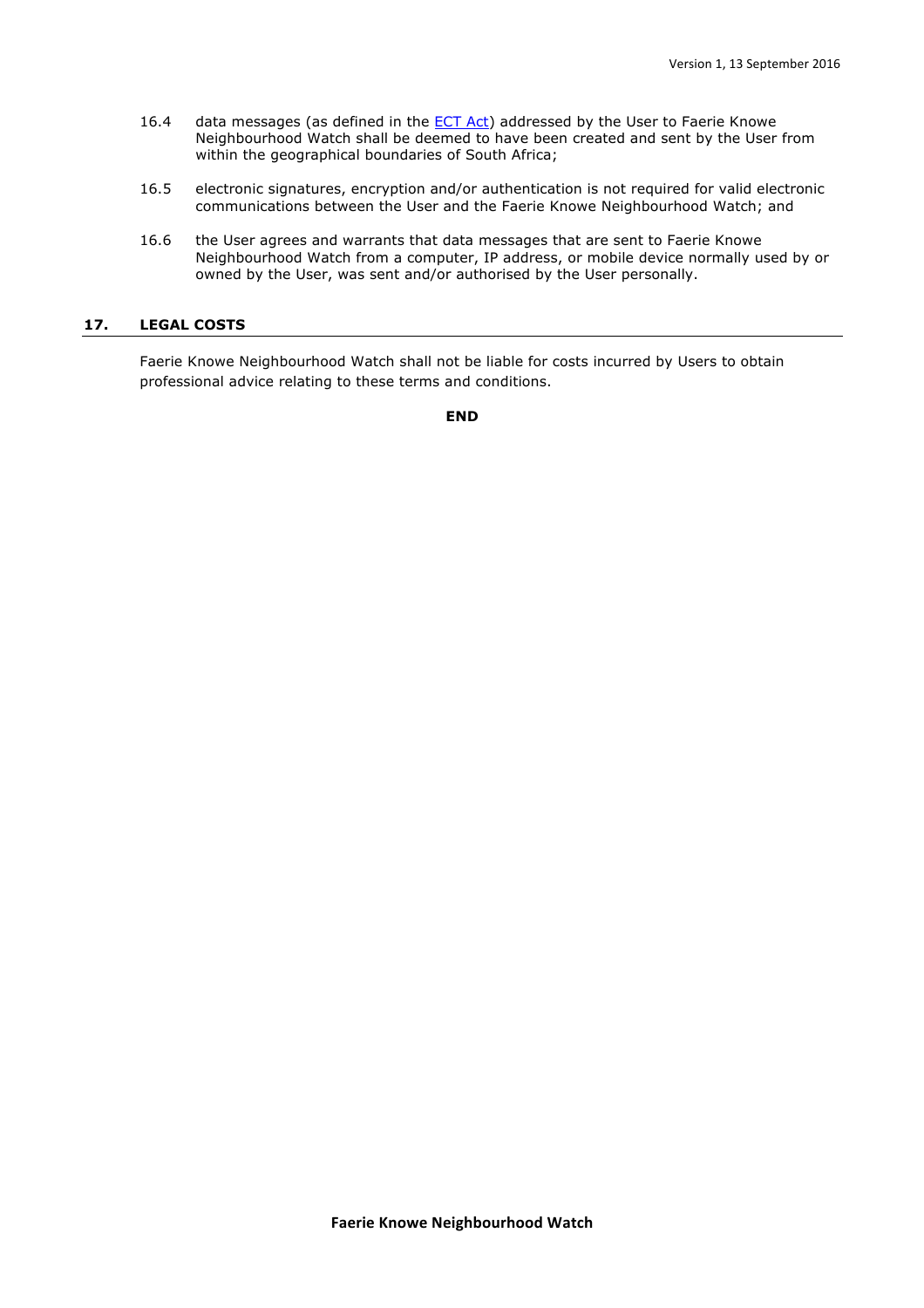16.4 data messages (as defined in the ECT Act) addressed by the User to Faerie Knowe Neighbourhood Watch shall be deemed to have been created and sent by the User from within the geographical boundaries of South Africa;

16.5 electronic signatures, encryption and/or authentication is not required for valid electronic communications between the User and the Faerie Knowe Neighbourhood Watch; and

16.6 the User agrees and warrants that data messages that are sent to Faerie Knowe Neighbourhood Watch from a computer, IP address, or mobile device normally used by or owned by the User, was sent and/or authorised by the User personally.

## 17. LEGAL COSTS

Faerie Knowe Neighbourhood Watch shall not be liable for costs incurred by Users to obtain professional advice relating to these terms and conditions.

**END**